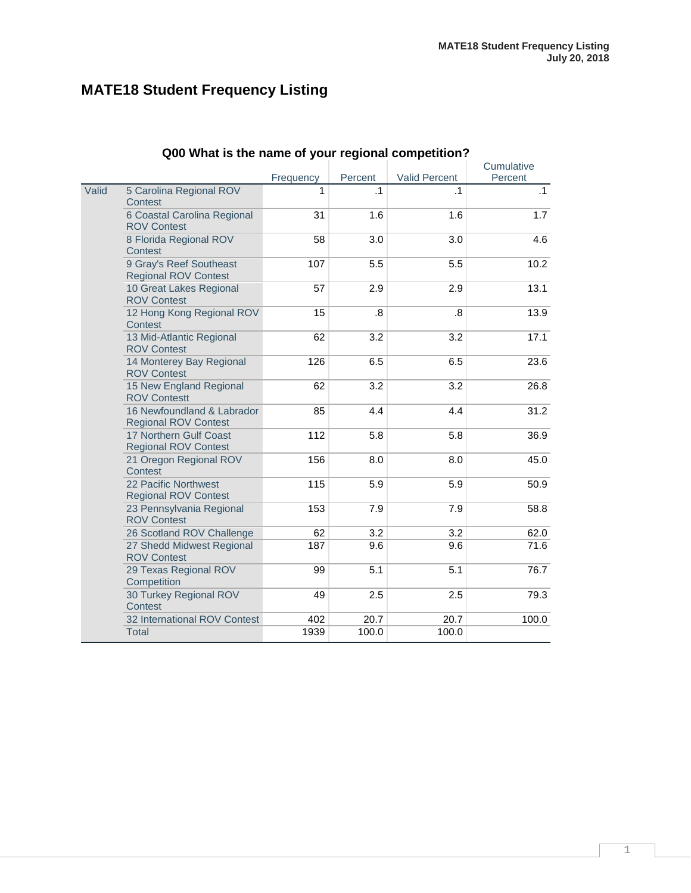# MATE18 Student Frequency Listing

**Q00 What is the name of your regional competition?**

| | | Frequency | Percent | Valid Percent | Cumulative Percent |
|---|---|---|---|---|---|
| Valid | 5 Carolina Regional ROV Contest | 1 | .1 | .1 | .1 |
| | 6 Coastal Carolina Regional ROV Contest | 31 | 1.6 | 1.6 | 1.7 |
| | 8 Florida Regional ROV Contest | 58 | 3.0 | 3.0 | 4.6 |
| | 9 Gray's Reef Southeast Regional ROV Contest | 107 | 5.5 | 5.5 | 10.2 |
| | 10 Great Lakes Regional ROV Contest | 57 | 2.9 | 2.9 | 13.1 |
| | 12 Hong Kong Regional ROV Contest | 15 | .8 | .8 | 13.9 |
| | 13 Mid-Atlantic Regional ROV Contest | 62 | 3.2 | 3.2 | 17.1 |
| | 14 Monterey Bay Regional ROV Contest | 126 | 6.5 | 6.5 | 23.6 |
| | 15 New England Regional ROV Contestt | 62 | 3.2 | 3.2 | 26.8 |
| | 16 Newfoundland & Labrador Regional ROV Contest | 85 | 4.4 | 4.4 | 31.2 |
| | 17 Northern Gulf Coast Regional ROV Contest | 112 | 5.8 | 5.8 | 36.9 |
| | 21 Oregon Regional ROV Contest | 156 | 8.0 | 8.0 | 45.0 |
| | 22 Pacific Northwest Regional ROV Contest | 115 | 5.9 | 5.9 | 50.9 |
| | 23 Pennsylvania Regional ROV Contest | 153 | 7.9 | 7.9 | 58.8 |
| | 26 Scotland ROV Challenge | 62 | 3.2 | 3.2 | 62.0 |
| | 27 Shedd Midwest Regional ROV Contest | 187 | 9.6 | 9.6 | 71.6 |
| | 29 Texas Regional ROV Competition | 99 | 5.1 | 5.1 | 76.7 |
| | 30 Turkey Regional ROV Contest | 49 | 2.5 | 2.5 | 79.3 |
| | 32 International ROV Contest | 402 | 20.7 | 20.7 | 100.0 |
| | Total | 1939 | 100.0 | 100.0 | |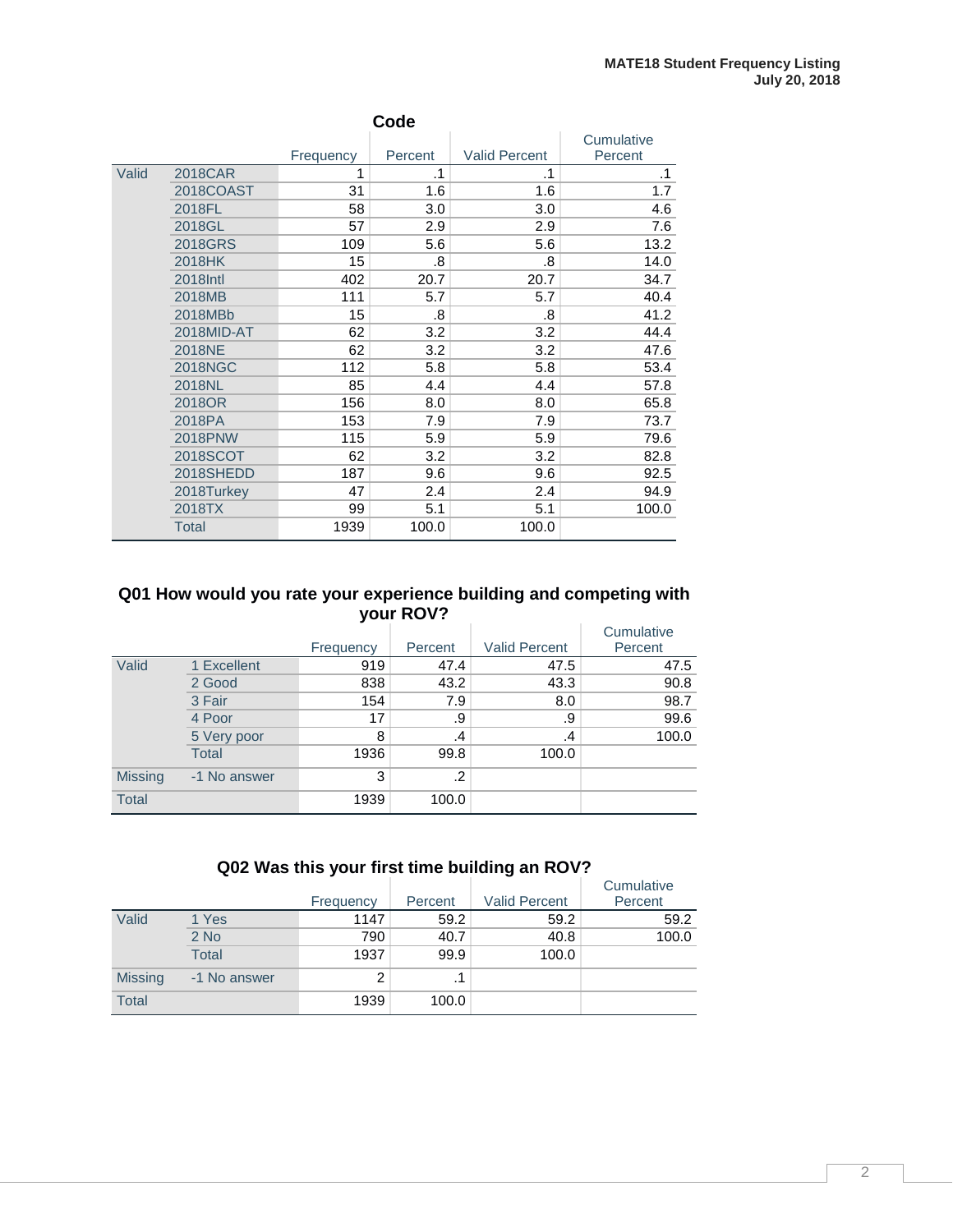## Code

| | | Frequency | Percent | Valid Percent | Cumulative Percent |
|---|---|---|---|---|---|
| Valid | 2018CAR | 1 | .1 | .1 | .1 |
| | 2018COAST | 31 | 1.6 | 1.6 | 1.7 |
| | 2018FL | 58 | 3.0 | 3.0 | 4.6 |
| | 2018GL | 57 | 2.9 | 2.9 | 7.6 |
| | 2018GRS | 109 | 5.6 | 5.6 | 13.2 |
| | 2018HK | 15 | .8 | .8 | 14.0 |
| | 2018Intl | 402 | 20.7 | 20.7 | 34.7 |
| | 2018MB | 111 | 5.7 | 5.7 | 40.4 |
| | 2018MBb | 15 | .8 | .8 | 41.2 |
| | 2018MID-AT | 62 | 3.2 | 3.2 | 44.4 |
| | 2018NE | 62 | 3.2 | 3.2 | 47.6 |
| | 2018NGC | 112 | 5.8 | 5.8 | 53.4 |
| | 2018NL | 85 | 4.4 | 4.4 | 57.8 |
| | 2018OR | 156 | 8.0 | 8.0 | 65.8 |
| | 2018PA | 153 | 7.9 | 7.9 | 73.7 |
| | 2018PNW | 115 | 5.9 | 5.9 | 79.6 |
| | 2018SCOT | 62 | 3.2 | 3.2 | 82.8 |
| | 2018SHEDD | 187 | 9.6 | 9.6 | 92.5 |
| | 2018Turkey | 47 | 2.4 | 2.4 | 94.9 |
| | 2018TX | 99 | 5.1 | 5.1 | 100.0 |
| | Total | 1939 | 100.0 | 100.0 | |

## Q01 How would you rate your experience building and competing with your ROV?

| | | Frequency | Percent | Valid Percent | Cumulative Percent |
|---|---|---|---|---|---|
| Valid | 1 Excellent | 919 | 47.4 | 47.5 | 47.5 |
| | 2 Good | 838 | 43.2 | 43.3 | 90.8 |
| | 3 Fair | 154 | 7.9 | 8.0 | 98.7 |
| | 4 Poor | 17 | .9 | .9 | 99.6 |
| | 5 Very poor | 8 | .4 | .4 | 100.0 |
| | Total | 1936 | 99.8 | 100.0 | |
| Missing | -1 No answer | 3 | .2 | | |
| Total | | 1939 | 100.0 | | |

## Q02 Was this your first time building an ROV?

| | | Frequency | Percent | Valid Percent | Cumulative Percent |
|---|---|---|---|---|---|
| Valid | 1 Yes | 1147 | 59.2 | 59.2 | 59.2 |
| | 2 No | 790 | 40.7 | 40.8 | 100.0 |
| | Total | 1937 | 99.9 | 100.0 | |
| Missing | -1 No answer | 2 | .1 | | |
| Total | | 1939 | 100.0 | | |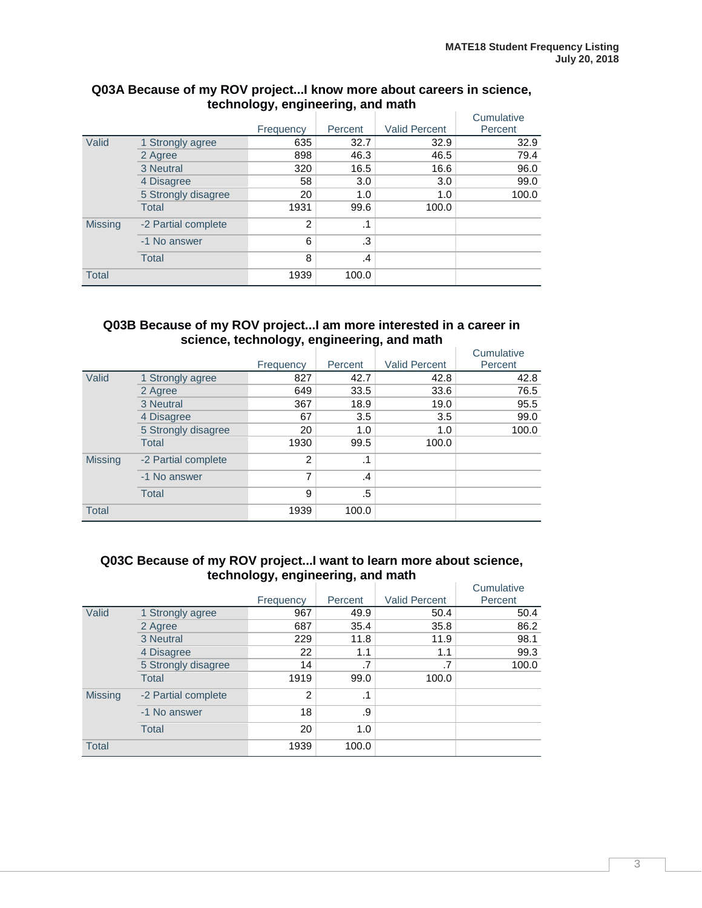### Q03A Because of my ROV project...I know more about careers in science, technology, engineering, and math

| | | Frequency | Percent | Valid Percent | Cumulative Percent |
|---|---|---|---|---|---|
| Valid | 1 Strongly agree | 635 | 32.7 | 32.9 | 32.9 |
| | 2 Agree | 898 | 46.3 | 46.5 | 79.4 |
| | 3 Neutral | 320 | 16.5 | 16.6 | 96.0 |
| | 4 Disagree | 58 | 3.0 | 3.0 | 99.0 |
| | 5 Strongly disagree | 20 | 1.0 | 1.0 | 100.0 |
| | Total | 1931 | 99.6 | 100.0 | |
| Missing | -2 Partial complete | 2 | .1 | | |
| | -1 No answer | 6 | .3 | | |
| | Total | 8 | .4 | | |
| Total | | 1939 | 100.0 | | |

### Q03B Because of my ROV project...I am more interested in a career in science, technology, engineering, and math

| | | Frequency | Percent | Valid Percent | Cumulative Percent |
|---|---|---|---|---|---|
| Valid | 1 Strongly agree | 827 | 42.7 | 42.8 | 42.8 |
| | 2 Agree | 649 | 33.5 | 33.6 | 76.5 |
| | 3 Neutral | 367 | 18.9 | 19.0 | 95.5 |
| | 4 Disagree | 67 | 3.5 | 3.5 | 99.0 |
| | 5 Strongly disagree | 20 | 1.0 | 1.0 | 100.0 |
| | Total | 1930 | 99.5 | 100.0 | |
| Missing | -2 Partial complete | 2 | .1 | | |
| | -1 No answer | 7 | .4 | | |
| | Total | 9 | .5 | | |
| Total | | 1939 | 100.0 | | |

### Q03C Because of my ROV project...I want to learn more about science, technology, engineering, and math

| | | Frequency | Percent | Valid Percent | Cumulative Percent |
|---|---|---|---|---|---|
| Valid | 1 Strongly agree | 967 | 49.9 | 50.4 | 50.4 |
| | 2 Agree | 687 | 35.4 | 35.8 | 86.2 |
| | 3 Neutral | 229 | 11.8 | 11.9 | 98.1 |
| | 4 Disagree | 22 | 1.1 | 1.1 | 99.3 |
| | 5 Strongly disagree | 14 | .7 | .7 | 100.0 |
| | Total | 1919 | 99.0 | 100.0 | |
| Missing | -2 Partial complete | 2 | .1 | | |
| | -1 No answer | 18 | .9 | | |
| | Total | 20 | 1.0 | | |
| Total | | 1939 | 100.0 | | |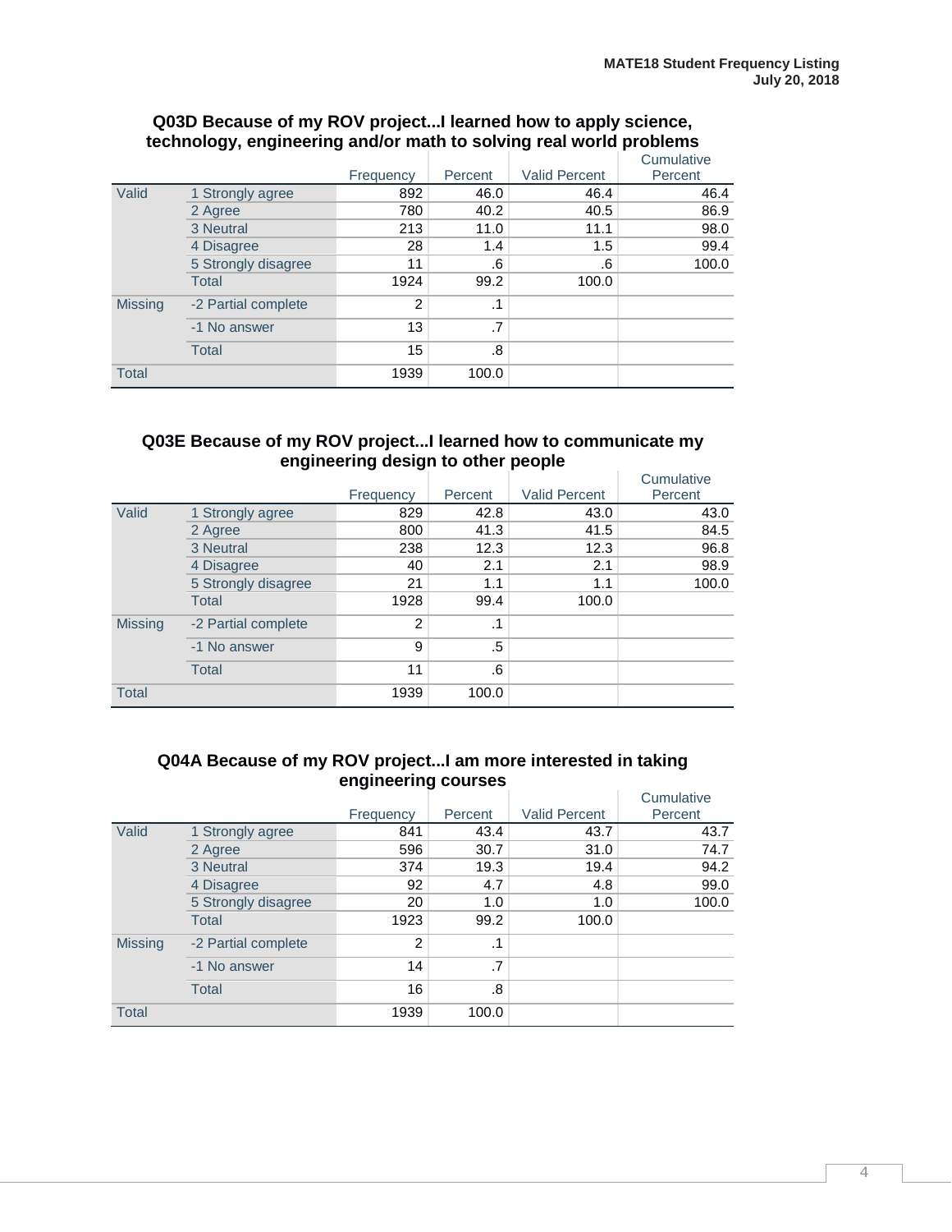### Q03D Because of my ROV project...I learned how to apply science, technology, engineering and/or math to solving real world problems

| | | Frequency | Percent | Valid Percent | Cumulative Percent |
|---|---|---|---|---|---|
| Valid | 1 Strongly agree | 892 | 46.0 | 46.4 | 46.4 |
| | 2 Agree | 780 | 40.2 | 40.5 | 86.9 |
| | 3 Neutral | 213 | 11.0 | 11.1 | 98.0 |
| | 4 Disagree | 28 | 1.4 | 1.5 | 99.4 |
| | 5 Strongly disagree | 11 | .6 | .6 | 100.0 |
| | Total | 1924 | 99.2 | 100.0 | |
| Missing | -2 Partial complete | 2 | .1 | | |
| | -1 No answer | 13 | .7 | | |
| | Total | 15 | .8 | | |
| Total | | 1939 | 100.0 | | |

### Q03E Because of my ROV project...I learned how to communicate my engineering design to other people

| | | Frequency | Percent | Valid Percent | Cumulative Percent |
|---|---|---|---|---|---|
| Valid | 1 Strongly agree | 829 | 42.8 | 43.0 | 43.0 |
| | 2 Agree | 800 | 41.3 | 41.5 | 84.5 |
| | 3 Neutral | 238 | 12.3 | 12.3 | 96.8 |
| | 4 Disagree | 40 | 2.1 | 2.1 | 98.9 |
| | 5 Strongly disagree | 21 | 1.1 | 1.1 | 100.0 |
| | Total | 1928 | 99.4 | 100.0 | |
| Missing | -2 Partial complete | 2 | .1 | | |
| | -1 No answer | 9 | .5 | | |
| | Total | 11 | .6 | | |
| Total | | 1939 | 100.0 | | |

### Q04A Because of my ROV project...I am more interested in taking engineering courses

| | | Frequency | Percent | Valid Percent | Cumulative Percent |
|---|---|---|---|---|---|
| Valid | 1 Strongly agree | 841 | 43.4 | 43.7 | 43.7 |
| | 2 Agree | 596 | 30.7 | 31.0 | 74.7 |
| | 3 Neutral | 374 | 19.3 | 19.4 | 94.2 |
| | 4 Disagree | 92 | 4.7 | 4.8 | 99.0 |
| | 5 Strongly disagree | 20 | 1.0 | 1.0 | 100.0 |
| | Total | 1923 | 99.2 | 100.0 | |
| Missing | -2 Partial complete | 2 | .1 | | |
| | -1 No answer | 14 | .7 | | |
| | Total | 16 | .8 | | |
| Total | | 1939 | 100.0 | | |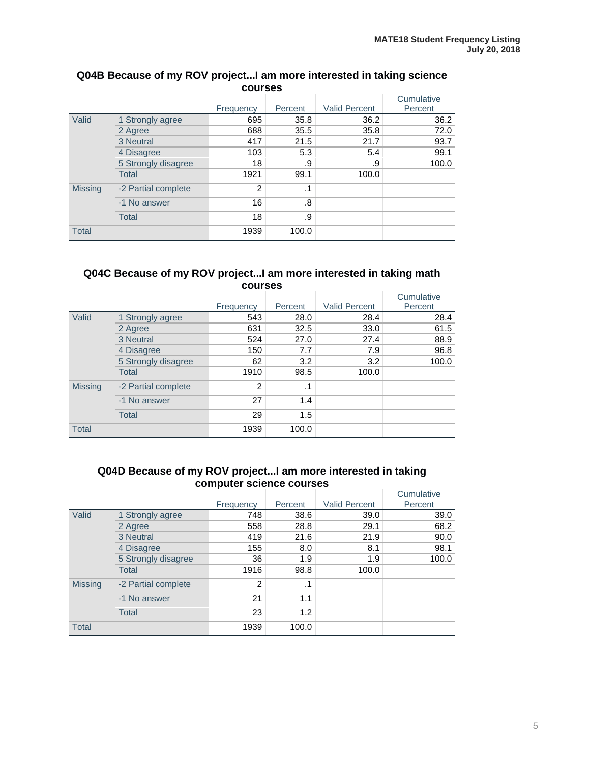### Q04B Because of my ROV project...I am more interested in taking science courses

| | | Frequency | Percent | Valid Percent | Cumulative Percent |
|---|---|---|---|---|---|
| Valid | 1 Strongly agree | 695 | 35.8 | 36.2 | 36.2 |
| | 2 Agree | 688 | 35.5 | 35.8 | 72.0 |
| | 3 Neutral | 417 | 21.5 | 21.7 | 93.7 |
| | 4 Disagree | 103 | 5.3 | 5.4 | 99.1 |
| | 5 Strongly disagree | 18 | .9 | .9 | 100.0 |
| | Total | 1921 | 99.1 | 100.0 | |
| Missing | -2 Partial complete | 2 | .1 | | |
| | -1 No answer | 16 | .8 | | |
| | Total | 18 | .9 | | |
| Total | | 1939 | 100.0 | | |

### Q04C Because of my ROV project...I am more interested in taking math courses

| | | Frequency | Percent | Valid Percent | Cumulative Percent |
|---|---|---|---|---|---|
| Valid | 1 Strongly agree | 543 | 28.0 | 28.4 | 28.4 |
| | 2 Agree | 631 | 32.5 | 33.0 | 61.5 |
| | 3 Neutral | 524 | 27.0 | 27.4 | 88.9 |
| | 4 Disagree | 150 | 7.7 | 7.9 | 96.8 |
| | 5 Strongly disagree | 62 | 3.2 | 3.2 | 100.0 |
| | Total | 1910 | 98.5 | 100.0 | |
| Missing | -2 Partial complete | 2 | .1 | | |
| | -1 No answer | 27 | 1.4 | | |
| | Total | 29 | 1.5 | | |
| Total | | 1939 | 100.0 | | |

### Q04D Because of my ROV project...I am more interested in taking computer science courses

| | | Frequency | Percent | Valid Percent | Cumulative Percent |
|---|---|---|---|---|---|
| Valid | 1 Strongly agree | 748 | 38.6 | 39.0 | 39.0 |
| | 2 Agree | 558 | 28.8 | 29.1 | 68.2 |
| | 3 Neutral | 419 | 21.6 | 21.9 | 90.0 |
| | 4 Disagree | 155 | 8.0 | 8.1 | 98.1 |
| | 5 Strongly disagree | 36 | 1.9 | 1.9 | 100.0 |
| | Total | 1916 | 98.8 | 100.0 | |
| Missing | -2 Partial complete | 2 | .1 | | |
| | -1 No answer | 21 | 1.1 | | |
| | Total | 23 | 1.2 | | |
| Total | | 1939 | 100.0 | | |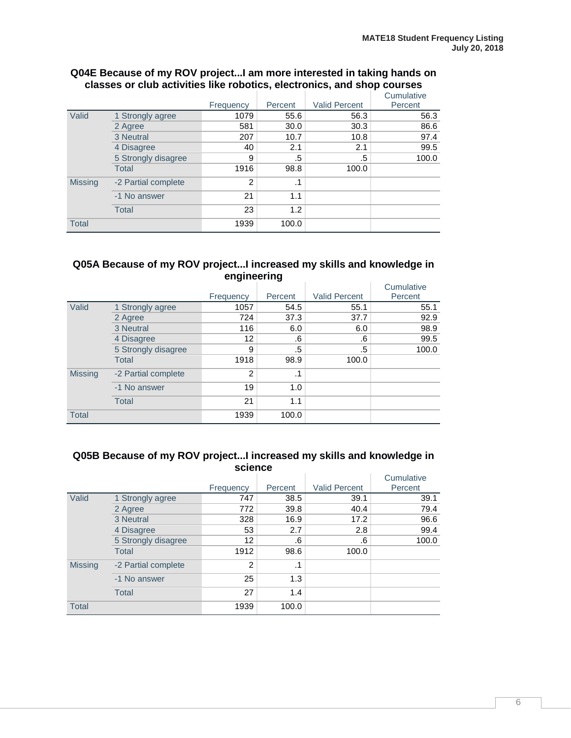### Q04E Because of my ROV project...I am more interested in taking hands on classes or club activities like robotics, electronics, and shop courses

| | | Frequency | Percent | Valid Percent | Cumulative Percent |
|---|---|---|---|---|---|
| Valid | 1 Strongly agree | 1079 | 55.6 | 56.3 | 56.3 |
| | 2 Agree | 581 | 30.0 | 30.3 | 86.6 |
| | 3 Neutral | 207 | 10.7 | 10.8 | 97.4 |
| | 4 Disagree | 40 | 2.1 | 2.1 | 99.5 |
| | 5 Strongly disagree | 9 | .5 | .5 | 100.0 |
| | Total | 1916 | 98.8 | 100.0 | |
| Missing | -2 Partial complete | 2 | .1 | | |
| | -1 No answer | 21 | 1.1 | | |
| | Total | 23 | 1.2 | | |
| Total | | 1939 | 100.0 | | |

### Q05A Because of my ROV project...I increased my skills and knowledge in engineering

| | | Frequency | Percent | Valid Percent | Cumulative Percent |
|---|---|---|---|---|---|
| Valid | 1 Strongly agree | 1057 | 54.5 | 55.1 | 55.1 |
| | 2 Agree | 724 | 37.3 | 37.7 | 92.9 |
| | 3 Neutral | 116 | 6.0 | 6.0 | 98.9 |
| | 4 Disagree | 12 | .6 | .6 | 99.5 |
| | 5 Strongly disagree | 9 | .5 | .5 | 100.0 |
| | Total | 1918 | 98.9 | 100.0 | |
| Missing | -2 Partial complete | 2 | .1 | | |
| | -1 No answer | 19 | 1.0 | | |
| | Total | 21 | 1.1 | | |
| Total | | 1939 | 100.0 | | |

### Q05B Because of my ROV project...I increased my skills and knowledge in science

| | | Frequency | Percent | Valid Percent | Cumulative Percent |
|---|---|---|---|---|---|
| Valid | 1 Strongly agree | 747 | 38.5 | 39.1 | 39.1 |
| | 2 Agree | 772 | 39.8 | 40.4 | 79.4 |
| | 3 Neutral | 328 | 16.9 | 17.2 | 96.6 |
| | 4 Disagree | 53 | 2.7 | 2.8 | 99.4 |
| | 5 Strongly disagree | 12 | .6 | .6 | 100.0 |
| | Total | 1912 | 98.6 | 100.0 | |
| Missing | -2 Partial complete | 2 | .1 | | |
| | -1 No answer | 25 | 1.3 | | |
| | Total | 27 | 1.4 | | |
| Total | | 1939 | 100.0 | | |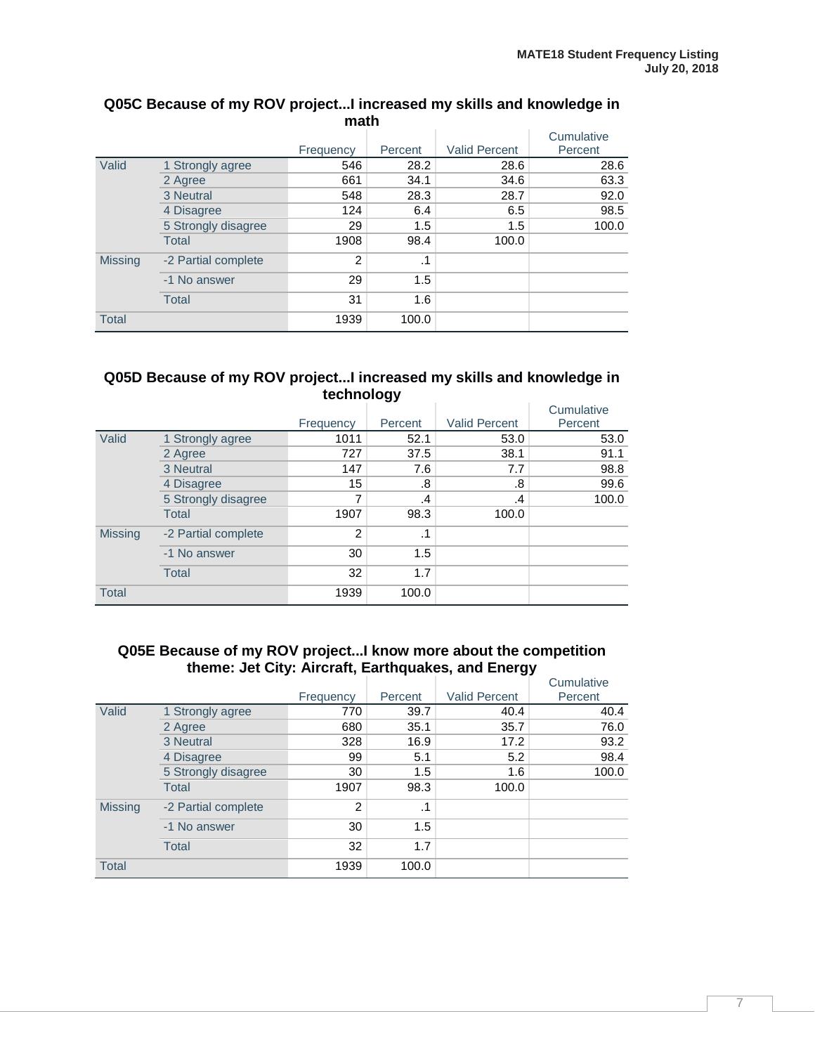**Q05C Because of my ROV project...I increased my skills and knowledge in math**

| | | Frequency | Percent | Valid Percent | Cumulative Percent |
|---|---|---|---|---|---|
| Valid | 1 Strongly agree | 546 | 28.2 | 28.6 | 28.6 |
| | 2 Agree | 661 | 34.1 | 34.6 | 63.3 |
| | 3 Neutral | 548 | 28.3 | 28.7 | 92.0 |
| | 4 Disagree | 124 | 6.4 | 6.5 | 98.5 |
| | 5 Strongly disagree | 29 | 1.5 | 1.5 | 100.0 |
| | Total | 1908 | 98.4 | 100.0 | |
| Missing | -2 Partial complete | 2 | .1 | | |
| | -1 No answer | 29 | 1.5 | | |
| | Total | 31 | 1.6 | | |
| Total | | 1939 | 100.0 | | |

**Q05D Because of my ROV project...I increased my skills and knowledge in technology**

| | | Frequency | Percent | Valid Percent | Cumulative Percent |
|---|---|---|---|---|---|
| Valid | 1 Strongly agree | 1011 | 52.1 | 53.0 | 53.0 |
| | 2 Agree | 727 | 37.5 | 38.1 | 91.1 |
| | 3 Neutral | 147 | 7.6 | 7.7 | 98.8 |
| | 4 Disagree | 15 | .8 | .8 | 99.6 |
| | 5 Strongly disagree | 7 | .4 | .4 | 100.0 |
| | Total | 1907 | 98.3 | 100.0 | |
| Missing | -2 Partial complete | 2 | .1 | | |
| | -1 No answer | 30 | 1.5 | | |
| | Total | 32 | 1.7 | | |
| Total | | 1939 | 100.0 | | |

**Q05E Because of my ROV project...I know more about the competition theme: Jet City: Aircraft, Earthquakes, and Energy**

| | | Frequency | Percent | Valid Percent | Cumulative Percent |
|---|---|---|---|---|---|
| Valid | 1 Strongly agree | 770 | 39.7 | 40.4 | 40.4 |
| | 2 Agree | 680 | 35.1 | 35.7 | 76.0 |
| | 3 Neutral | 328 | 16.9 | 17.2 | 93.2 |
| | 4 Disagree | 99 | 5.1 | 5.2 | 98.4 |
| | 5 Strongly disagree | 30 | 1.5 | 1.6 | 100.0 |
| | Total | 1907 | 98.3 | 100.0 | |
| Missing | -2 Partial complete | 2 | .1 | | |
| | -1 No answer | 30 | 1.5 | | |
| | Total | 32 | 1.7 | | |
| Total | | 1939 | 100.0 | | |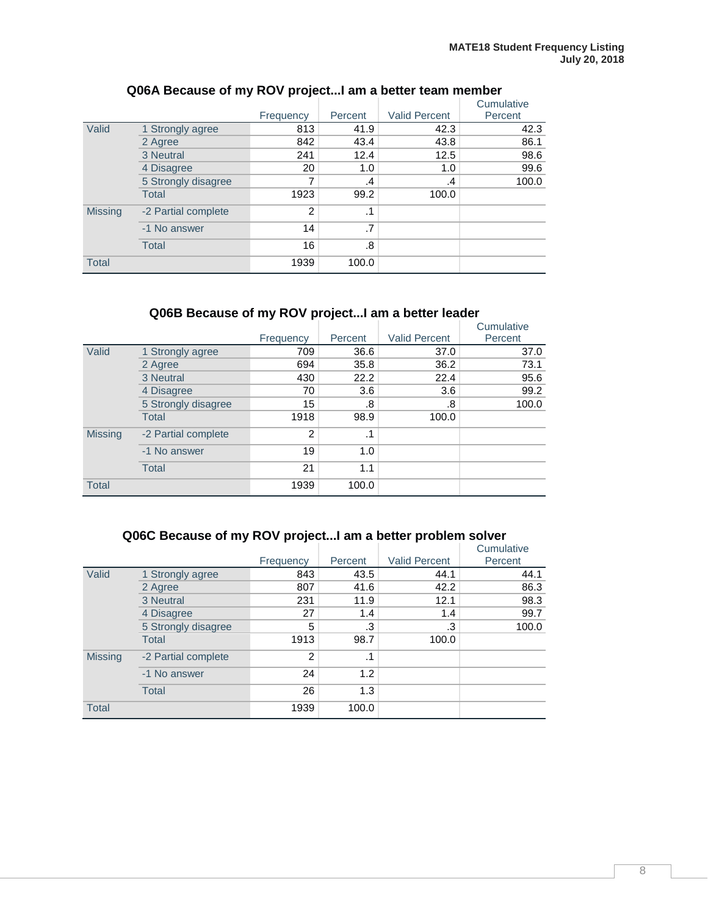### Q06A Because of my ROV project...I am a better team member

| | | Frequency | Percent | Valid Percent | Cumulative Percent |
|---|---|---|---|---|---|
| Valid | 1 Strongly agree | 813 | 41.9 | 42.3 | 42.3 |
| | 2 Agree | 842 | 43.4 | 43.8 | 86.1 |
| | 3 Neutral | 241 | 12.4 | 12.5 | 98.6 |
| | 4 Disagree | 20 | 1.0 | 1.0 | 99.6 |
| | 5 Strongly disagree | 7 | .4 | .4 | 100.0 |
| | Total | 1923 | 99.2 | 100.0 | |
| Missing | -2 Partial complete | 2 | .1 | | |
| | -1 No answer | 14 | .7 | | |
| | Total | 16 | .8 | | |
| Total | | 1939 | 100.0 | | |

### Q06B Because of my ROV project...I am a better leader

| | | Frequency | Percent | Valid Percent | Cumulative Percent |
|---|---|---|---|---|---|
| Valid | 1 Strongly agree | 709 | 36.6 | 37.0 | 37.0 |
| | 2 Agree | 694 | 35.8 | 36.2 | 73.1 |
| | 3 Neutral | 430 | 22.2 | 22.4 | 95.6 |
| | 4 Disagree | 70 | 3.6 | 3.6 | 99.2 |
| | 5 Strongly disagree | 15 | .8 | .8 | 100.0 |
| | Total | 1918 | 98.9 | 100.0 | |
| Missing | -2 Partial complete | 2 | .1 | | |
| | -1 No answer | 19 | 1.0 | | |
| | Total | 21 | 1.1 | | |
| Total | | 1939 | 100.0 | | |

### Q06C Because of my ROV project...I am a better problem solver

| | | Frequency | Percent | Valid Percent | Cumulative Percent |
|---|---|---|---|---|---|
| Valid | 1 Strongly agree | 843 | 43.5 | 44.1 | 44.1 |
| | 2 Agree | 807 | 41.6 | 42.2 | 86.3 |
| | 3 Neutral | 231 | 11.9 | 12.1 | 98.3 |
| | 4 Disagree | 27 | 1.4 | 1.4 | 99.7 |
| | 5 Strongly disagree | 5 | .3 | .3 | 100.0 |
| | Total | 1913 | 98.7 | 100.0 | |
| Missing | -2 Partial complete | 2 | .1 | | |
| | -1 No answer | 24 | 1.2 | | |
| | Total | 26 | 1.3 | | |
| Total | | 1939 | 100.0 | | |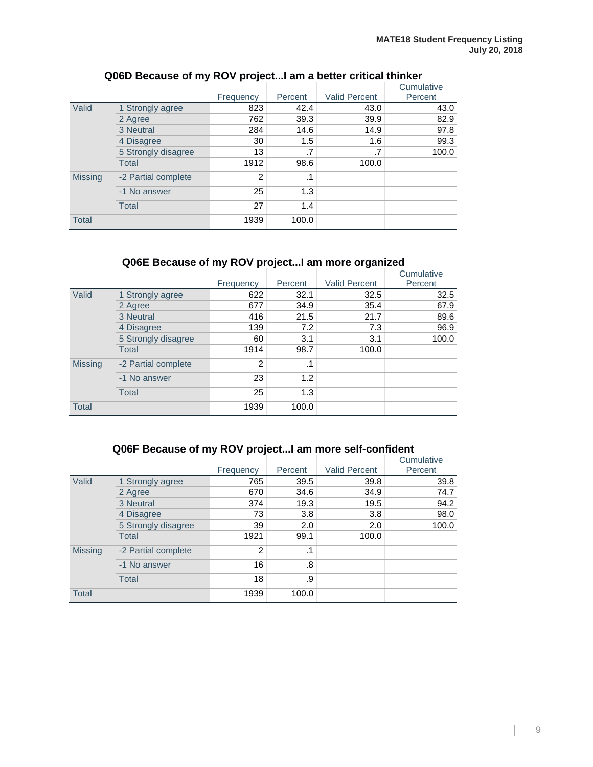### Q06D Because of my ROV project...I am a better critical thinker

| | | Frequency | Percent | Valid Percent | Cumulative Percent |
|---|---|---|---|---|---|
| Valid | 1 Strongly agree | 823 | 42.4 | 43.0 | 43.0 |
| | 2 Agree | 762 | 39.3 | 39.9 | 82.9 |
| | 3 Neutral | 284 | 14.6 | 14.9 | 97.8 |
| | 4 Disagree | 30 | 1.5 | 1.6 | 99.3 |
| | 5 Strongly disagree | 13 | .7 | .7 | 100.0 |
| | Total | 1912 | 98.6 | 100.0 | |
| Missing | -2 Partial complete | 2 | .1 | | |
| | -1 No answer | 25 | 1.3 | | |
| | Total | 27 | 1.4 | | |
| Total | | 1939 | 100.0 | | |

### Q06E Because of my ROV project...I am more organized

| | | Frequency | Percent | Valid Percent | Cumulative Percent |
|---|---|---|---|---|---|
| Valid | 1 Strongly agree | 622 | 32.1 | 32.5 | 32.5 |
| | 2 Agree | 677 | 34.9 | 35.4 | 67.9 |
| | 3 Neutral | 416 | 21.5 | 21.7 | 89.6 |
| | 4 Disagree | 139 | 7.2 | 7.3 | 96.9 |
| | 5 Strongly disagree | 60 | 3.1 | 3.1 | 100.0 |
| | Total | 1914 | 98.7 | 100.0 | |
| Missing | -2 Partial complete | 2 | .1 | | |
| | -1 No answer | 23 | 1.2 | | |
| | Total | 25 | 1.3 | | |
| Total | | 1939 | 100.0 | | |

### Q06F Because of my ROV project...I am more self-confident

| | | Frequency | Percent | Valid Percent | Cumulative Percent |
|---|---|---|---|---|---|
| Valid | 1 Strongly agree | 765 | 39.5 | 39.8 | 39.8 |
| | 2 Agree | 670 | 34.6 | 34.9 | 74.7 |
| | 3 Neutral | 374 | 19.3 | 19.5 | 94.2 |
| | 4 Disagree | 73 | 3.8 | 3.8 | 98.0 |
| | 5 Strongly disagree | 39 | 2.0 | 2.0 | 100.0 |
| | Total | 1921 | 99.1 | 100.0 | |
| Missing | -2 Partial complete | 2 | .1 | | |
| | -1 No answer | 16 | .8 | | |
| | Total | 18 | .9 | | |
| Total | | 1939 | 100.0 | | |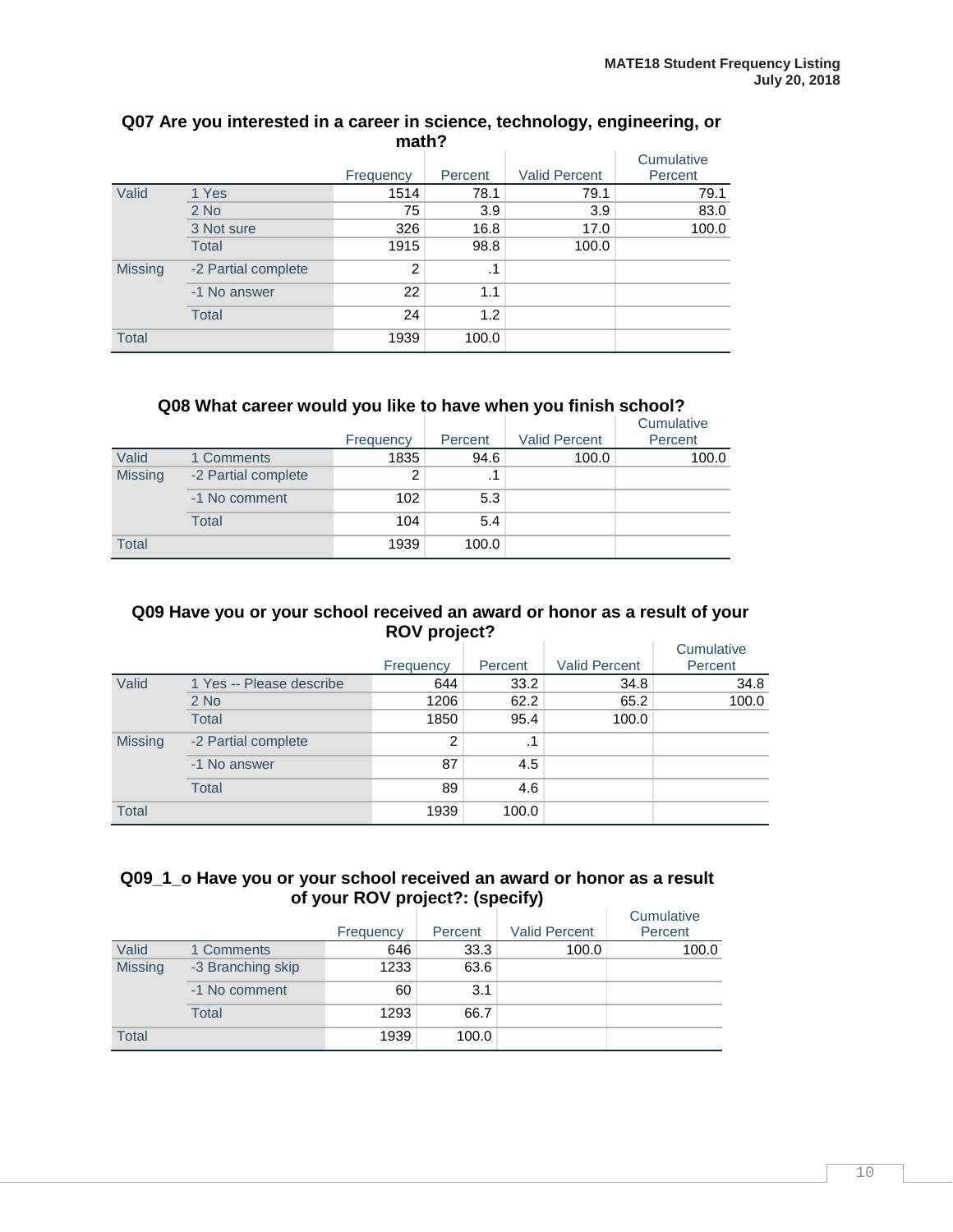### Q07 Are you interested in a career in science, technology, engineering, or math?

| | | Frequency | Percent | Valid Percent | Cumulative Percent |
|---|---|---|---|---|---|
| Valid | 1 Yes | 1514 | 78.1 | 79.1 | 79.1 |
| | 2 No | 75 | 3.9 | 3.9 | 83.0 |
| | 3 Not sure | 326 | 16.8 | 17.0 | 100.0 |
| | Total | 1915 | 98.8 | 100.0 | |
| Missing | -2 Partial complete | 2 | .1 | | |
| | -1 No answer | 22 | 1.1 | | |
| | Total | 24 | 1.2 | | |
| Total | | 1939 | 100.0 | | |

### Q08 What career would you like to have when you finish school?

| | | Frequency | Percent | Valid Percent | Cumulative Percent |
|---|---|---|---|---|---|
| Valid | 1 Comments | 1835 | 94.6 | 100.0 | 100.0 |
| Missing | -2 Partial complete | 2 | .1 | | |
| | -1 No comment | 102 | 5.3 | | |
| | Total | 104 | 5.4 | | |
| Total | | 1939 | 100.0 | | |

### Q09 Have you or your school received an award or honor as a result of your ROV project?

| | | Frequency | Percent | Valid Percent | Cumulative Percent |
|---|---|---|---|---|---|
| Valid | 1 Yes -- Please describe | 644 | 33.2 | 34.8 | 34.8 |
| | 2 No | 1206 | 62.2 | 65.2 | 100.0 |
| | Total | 1850 | 95.4 | 100.0 | |
| Missing | -2 Partial complete | 2 | .1 | | |
| | -1 No answer | 87 | 4.5 | | |
| | Total | 89 | 4.6 | | |
| Total | | 1939 | 100.0 | | |

### Q09_1_o Have you or your school received an award or honor as a result of your ROV project?: (specify)

| | | Frequency | Percent | Valid Percent | Cumulative Percent |
|---|---|---|---|---|---|
| Valid | 1 Comments | 646 | 33.3 | 100.0 | 100.0 |
| Missing | -3 Branching skip | 1233 | 63.6 | | |
| | -1 No comment | 60 | 3.1 | | |
| | Total | 1293 | 66.7 | | |
| Total | | 1939 | 100.0 | | |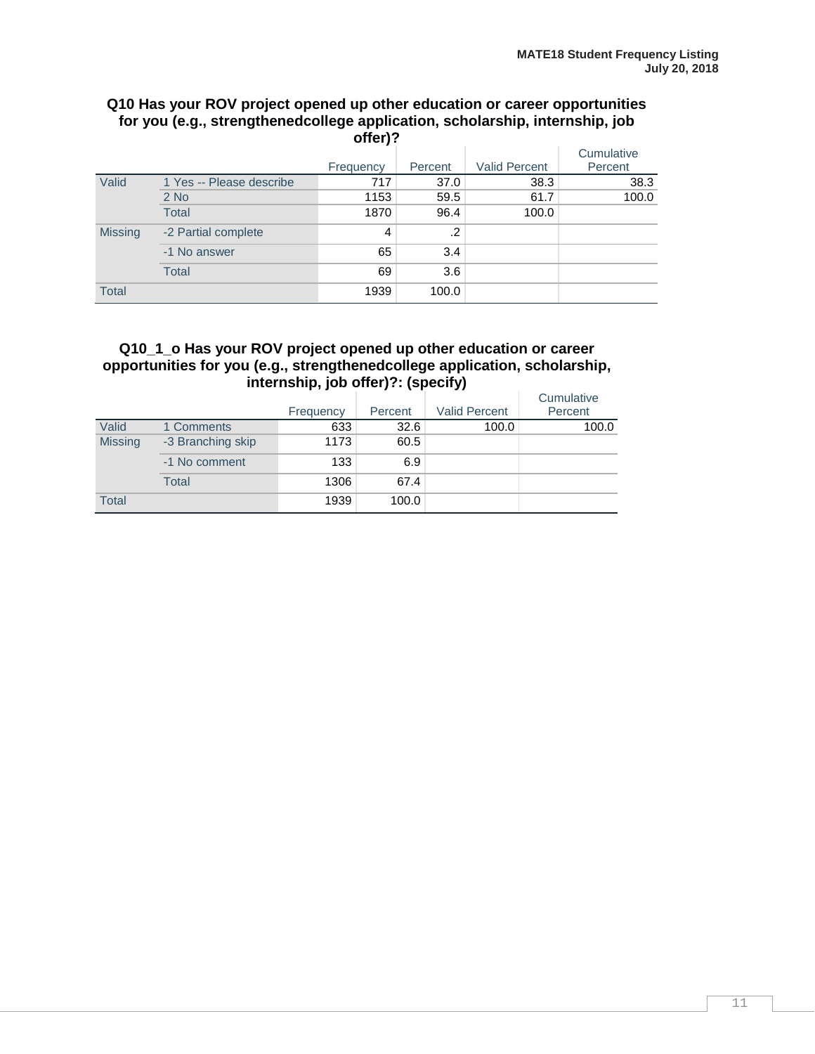### Q10 Has your ROV project opened up other education or career opportunities for you (e.g., strengthenedcollege application, scholarship, internship, job offer)?

| | | Frequency | Percent | Valid Percent | Cumulative Percent |
|---|---|---|---|---|---|
| Valid | 1 Yes -- Please describe | 717 | 37.0 | 38.3 | 38.3 |
| | 2 No | 1153 | 59.5 | 61.7 | 100.0 |
| | Total | 1870 | 96.4 | 100.0 | |
| Missing | -2 Partial complete | 4 | .2 | | |
| | -1 No answer | 65 | 3.4 | | |
| | Total | 69 | 3.6 | | |
| Total | | 1939 | 100.0 | | |

### Q10_1_o Has your ROV project opened up other education or career opportunities for you (e.g., strengthenedcollege application, scholarship, internship, job offer)?: (specify)

| | | Frequency | Percent | Valid Percent | Cumulative Percent |
|---|---|---|---|---|---|
| Valid | 1 Comments | 633 | 32.6 | 100.0 | 100.0 |
| Missing | -3 Branching skip | 1173 | 60.5 | | |
| | -1 No comment | 133 | 6.9 | | |
| | Total | 1306 | 67.4 | | |
| Total | | 1939 | 100.0 | | |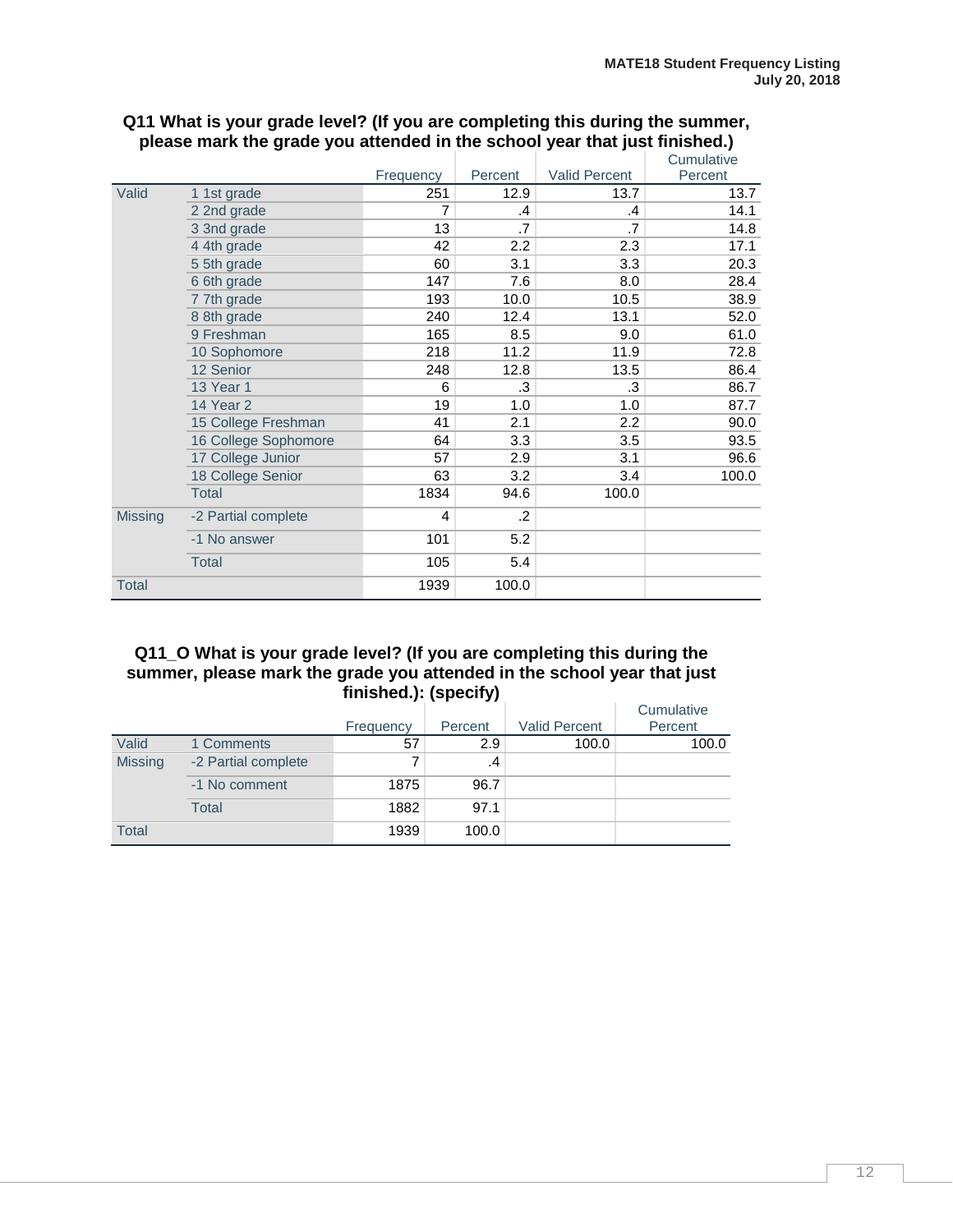### Q11 What is your grade level? (If you are completing this during the summer, please mark the grade you attended in the school year that just finished.)

| | | Frequency | Percent | Valid Percent | Cumulative Percent |
|---|---|---|---|---|---|
| Valid | 1 1st grade | 251 | 12.9 | 13.7 | 13.7 |
| | 2 2nd grade | 7 | .4 | .4 | 14.1 |
| | 3 3nd grade | 13 | .7 | .7 | 14.8 |
| | 4 4th grade | 42 | 2.2 | 2.3 | 17.1 |
| | 5 5th grade | 60 | 3.1 | 3.3 | 20.3 |
| | 6 6th grade | 147 | 7.6 | 8.0 | 28.4 |
| | 7 7th grade | 193 | 10.0 | 10.5 | 38.9 |
| | 8 8th grade | 240 | 12.4 | 13.1 | 52.0 |
| | 9 Freshman | 165 | 8.5 | 9.0 | 61.0 |
| | 10 Sophomore | 218 | 11.2 | 11.9 | 72.8 |
| | 12 Senior | 248 | 12.8 | 13.5 | 86.4 |
| | 13 Year 1 | 6 | .3 | .3 | 86.7 |
| | 14 Year 2 | 19 | 1.0 | 1.0 | 87.7 |
| | 15 College Freshman | 41 | 2.1 | 2.2 | 90.0 |
| | 16 College Sophomore | 64 | 3.3 | 3.5 | 93.5 |
| | 17 College Junior | 57 | 2.9 | 3.1 | 96.6 |
| | 18 College Senior | 63 | 3.2 | 3.4 | 100.0 |
| | Total | 1834 | 94.6 | 100.0 | |
| Missing | -2 Partial complete | 4 | .2 | | |
| | -1 No answer | 101 | 5.2 | | |
| | Total | 105 | 5.4 | | |
| Total | | 1939 | 100.0 | | |

### Q11_O What is your grade level? (If you are completing this during the summer, please mark the grade you attended in the school year that just finished.): (specify)

| | | Frequency | Percent | Valid Percent | Cumulative Percent |
|---|---|---|---|---|---|
| Valid | 1 Comments | 57 | 2.9 | 100.0 | 100.0 |
| Missing | -2 Partial complete | 7 | .4 | | |
| | -1 No comment | 1875 | 96.7 | | |
| | Total | 1882 | 97.1 | | |
| Total | | 1939 | 100.0 | | |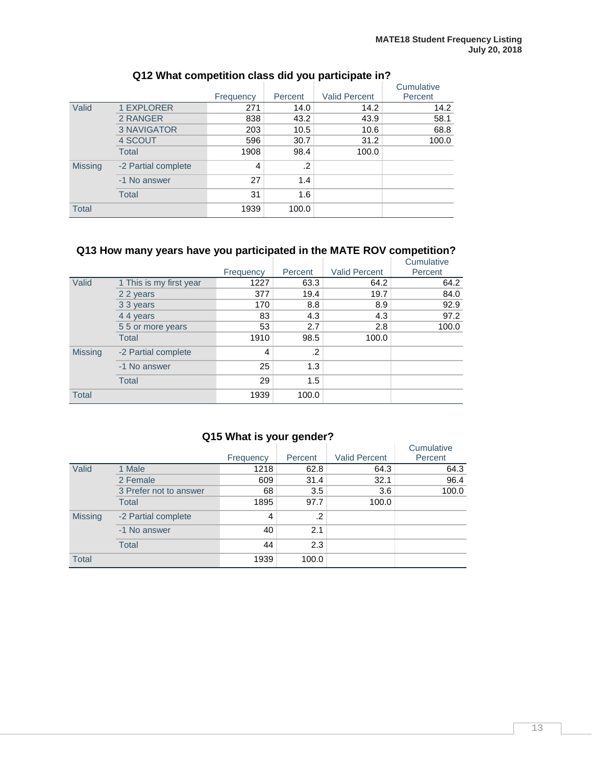### Q12 What competition class did you participate in?

| | | Frequency | Percent | Valid Percent | Cumulative Percent |
|---|---|---|---|---|---|
| Valid | 1 EXPLORER | 271 | 14.0 | 14.2 | 14.2 |
| | 2 RANGER | 838 | 43.2 | 43.9 | 58.1 |
| | 3 NAVIGATOR | 203 | 10.5 | 10.6 | 68.8 |
| | 4 SCOUT | 596 | 30.7 | 31.2 | 100.0 |
| | Total | 1908 | 98.4 | 100.0 | |
| Missing | -2 Partial complete | 4 | .2 | | |
| | -1 No answer | 27 | 1.4 | | |
| | Total | 31 | 1.6 | | |
| Total | | 1939 | 100.0 | | |

### Q13 How many years have you participated in the MATE ROV competition?

| | | Frequency | Percent | Valid Percent | Cumulative Percent |
|---|---|---|---|---|---|
| Valid | 1 This is my first year | 1227 | 63.3 | 64.2 | 64.2 |
| | 2 2 years | 377 | 19.4 | 19.7 | 84.0 |
| | 3 3 years | 170 | 8.8 | 8.9 | 92.9 |
| | 4 4 years | 83 | 4.3 | 4.3 | 97.2 |
| | 5 5 or more years | 53 | 2.7 | 2.8 | 100.0 |
| | Total | 1910 | 98.5 | 100.0 | |
| Missing | -2 Partial complete | 4 | .2 | | |
| | -1 No answer | 25 | 1.3 | | |
| | Total | 29 | 1.5 | | |
| Total | | 1939 | 100.0 | | |

### Q15 What is your gender?

| | | Frequency | Percent | Valid Percent | Cumulative Percent |
|---|---|---|---|---|---|
| Valid | 1 Male | 1218 | 62.8 | 64.3 | 64.3 |
| | 2 Female | 609 | 31.4 | 32.1 | 96.4 |
| | 3 Prefer not to answer | 68 | 3.5 | 3.6 | 100.0 |
| | Total | 1895 | 97.7 | 100.0 | |
| Missing | -2 Partial complete | 4 | .2 | | |
| | -1 No answer | 40 | 2.1 | | |
| | Total | 44 | 2.3 | | |
| Total | | 1939 | 100.0 | | |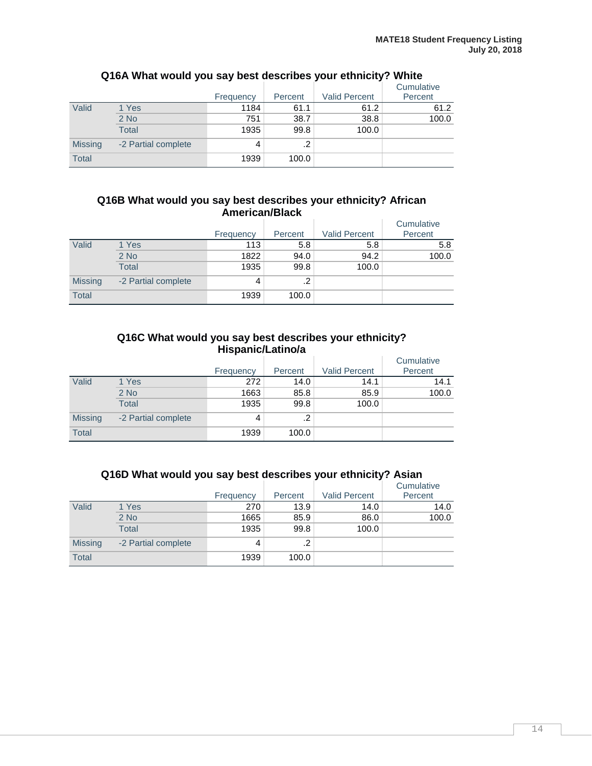### Q16A What would you say best describes your ethnicity? White

| | | Frequency | Percent | Valid Percent | Cumulative Percent |
|---|---|---|---|---|---|
| Valid | 1 Yes | 1184 | 61.1 | 61.2 | 61.2 |
| | 2 No | 751 | 38.7 | 38.8 | 100.0 |
| | Total | 1935 | 99.8 | 100.0 | |
| Missing | -2 Partial complete | 4 | .2 | | |
| Total | | 1939 | 100.0 | | |

### Q16B What would you say best describes your ethnicity? African American/Black

| | | Frequency | Percent | Valid Percent | Cumulative Percent |
|---|---|---|---|---|---|
| Valid | 1 Yes | 113 | 5.8 | 5.8 | 5.8 |
| | 2 No | 1822 | 94.0 | 94.2 | 100.0 |
| | Total | 1935 | 99.8 | 100.0 | |
| Missing | -2 Partial complete | 4 | .2 | | |
| Total | | 1939 | 100.0 | | |

### Q16C What would you say best describes your ethnicity? Hispanic/Latino/a

| | | Frequency | Percent | Valid Percent | Cumulative Percent |
|---|---|---|---|---|---|
| Valid | 1 Yes | 272 | 14.0 | 14.1 | 14.1 |
| | 2 No | 1663 | 85.8 | 85.9 | 100.0 |
| | Total | 1935 | 99.8 | 100.0 | |
| Missing | -2 Partial complete | 4 | .2 | | |
| Total | | 1939 | 100.0 | | |

### Q16D What would you say best describes your ethnicity? Asian

| | | Frequency | Percent | Valid Percent | Cumulative Percent |
|---|---|---|---|---|---|
| Valid | 1 Yes | 270 | 13.9 | 14.0 | 14.0 |
| | 2 No | 1665 | 85.9 | 86.0 | 100.0 |
| | Total | 1935 | 99.8 | 100.0 | |
| Missing | -2 Partial complete | 4 | .2 | | |
| Total | | 1939 | 100.0 | | |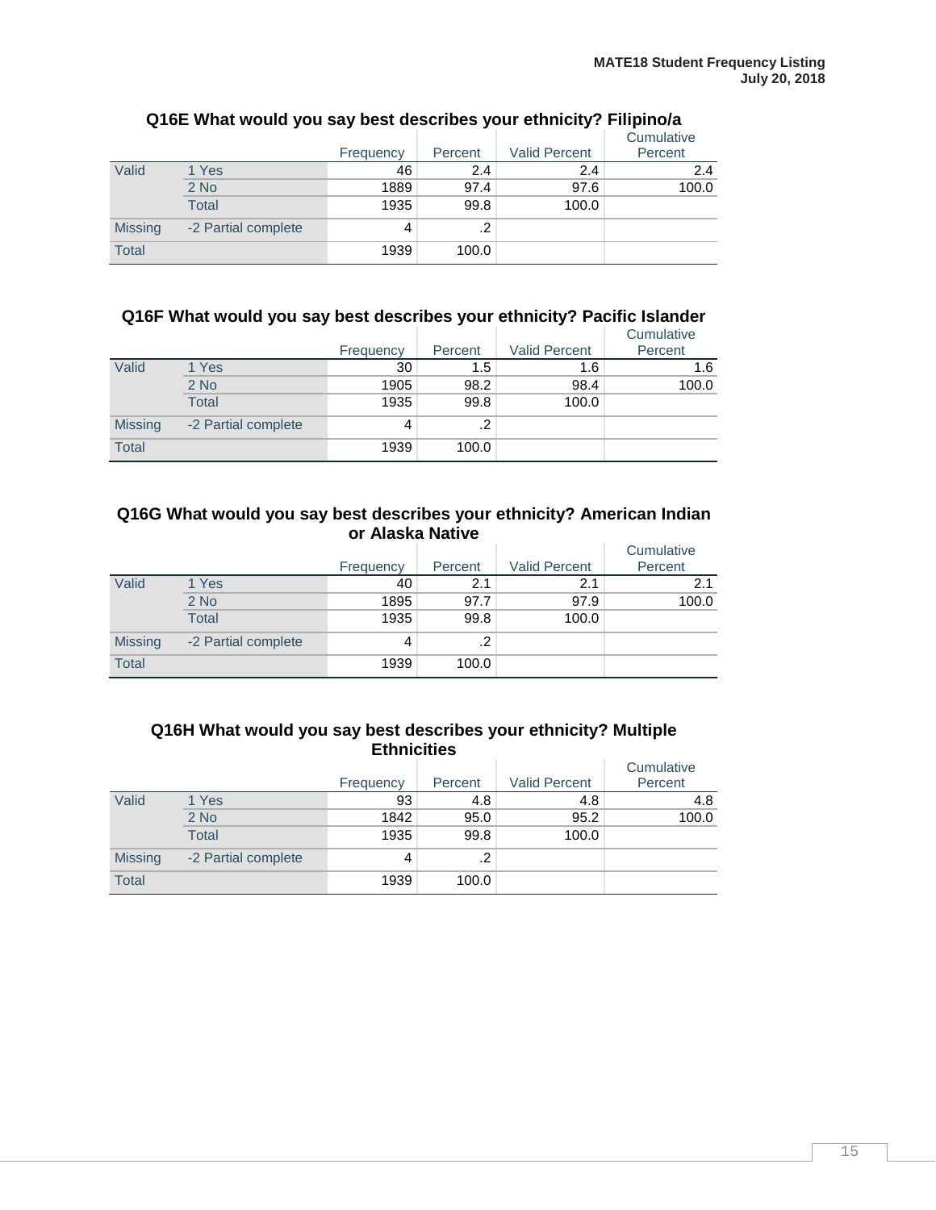### Q16E What would you say best describes your ethnicity? Filipino/a

| | | Frequency | Percent | Valid Percent | Cumulative Percent |
|---|---|---|---|---|---|
| Valid | 1 Yes | 46 | 2.4 | 2.4 | 2.4 |
| | 2 No | 1889 | 97.4 | 97.6 | 100.0 |
| | Total | 1935 | 99.8 | 100.0 | |
| Missing | -2 Partial complete | 4 | .2 | | |
| Total | | 1939 | 100.0 | | |

### Q16F What would you say best describes your ethnicity? Pacific Islander

| | | Frequency | Percent | Valid Percent | Cumulative Percent |
|---|---|---|---|---|---|
| Valid | 1 Yes | 30 | 1.5 | 1.6 | 1.6 |
| | 2 No | 1905 | 98.2 | 98.4 | 100.0 |
| | Total | 1935 | 99.8 | 100.0 | |
| Missing | -2 Partial complete | 4 | .2 | | |
| Total | | 1939 | 100.0 | | |

### Q16G What would you say best describes your ethnicity? American Indian or Alaska Native

| | | Frequency | Percent | Valid Percent | Cumulative Percent |
|---|---|---|---|---|---|
| Valid | 1 Yes | 40 | 2.1 | 2.1 | 2.1 |
| | 2 No | 1895 | 97.7 | 97.9 | 100.0 |
| | Total | 1935 | 99.8 | 100.0 | |
| Missing | -2 Partial complete | 4 | .2 | | |
| Total | | 1939 | 100.0 | | |

### Q16H What would you say best describes your ethnicity? Multiple Ethnicities

| | | Frequency | Percent | Valid Percent | Cumulative Percent |
|---|---|---|---|---|---|
| Valid | 1 Yes | 93 | 4.8 | 4.8 | 4.8 |
| | 2 No | 1842 | 95.0 | 95.2 | 100.0 |
| | Total | 1935 | 99.8 | 100.0 | |
| Missing | -2 Partial complete | 4 | .2 | | |
| Total | | 1939 | 100.0 | | |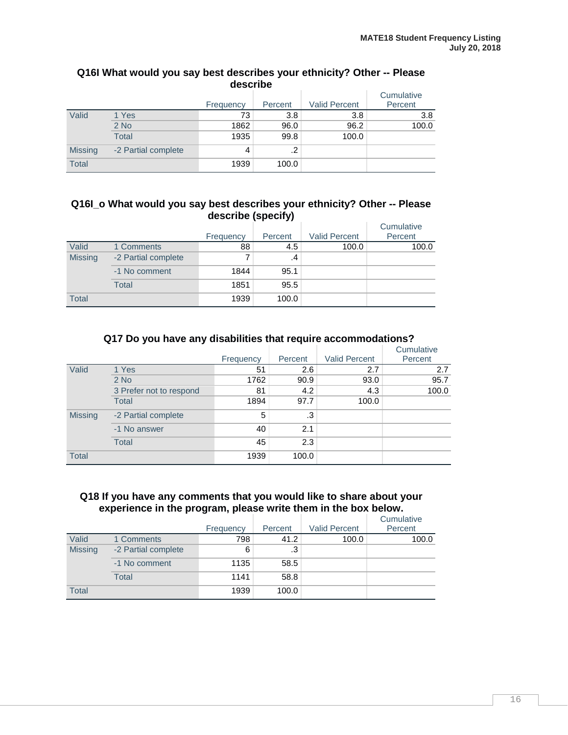### Q16I What would you say best describes your ethnicity? Other -- Please describe

| | | Frequency | Percent | Valid Percent | Cumulative Percent |
|---|---|---|---|---|---|
| Valid | 1 Yes | 73 | 3.8 | 3.8 | 3.8 |
| | 2 No | 1862 | 96.0 | 96.2 | 100.0 |
| | Total | 1935 | 99.8 | 100.0 | |
| Missing | -2 Partial complete | 4 | .2 | | |
| Total | | 1939 | 100.0 | | |

### Q16I_o What would you say best describes your ethnicity? Other -- Please describe (specify)

| | | Frequency | Percent | Valid Percent | Cumulative Percent |
|---|---|---|---|---|---|
| Valid | 1 Comments | 88 | 4.5 | 100.0 | 100.0 |
| Missing | -2 Partial complete | 7 | .4 | | |
| | -1 No comment | 1844 | 95.1 | | |
| | Total | 1851 | 95.5 | | |
| Total | | 1939 | 100.0 | | |

### Q17 Do you have any disabilities that require accommodations?

| | | Frequency | Percent | Valid Percent | Cumulative Percent |
|---|---|---|---|---|---|
| Valid | 1 Yes | 51 | 2.6 | 2.7 | 2.7 |
| | 2 No | 1762 | 90.9 | 93.0 | 95.7 |
| | 3 Prefer not to respond | 81 | 4.2 | 4.3 | 100.0 |
| | Total | 1894 | 97.7 | 100.0 | |
| Missing | -2 Partial complete | 5 | .3 | | |
| | -1 No answer | 40 | 2.1 | | |
| | Total | 45 | 2.3 | | |
| Total | | 1939 | 100.0 | | |

### Q18 If you have any comments that you would like to share about your experience in the program, please write them in the box below.

| | | Frequency | Percent | Valid Percent | Cumulative Percent |
|---|---|---|---|---|---|
| Valid | 1 Comments | 798 | 41.2 | 100.0 | 100.0 |
| Missing | -2 Partial complete | 6 | .3 | | |
| | -1 No comment | 1135 | 58.5 | | |
| | Total | 1141 | 58.8 | | |
| Total | | 1939 | 100.0 | | |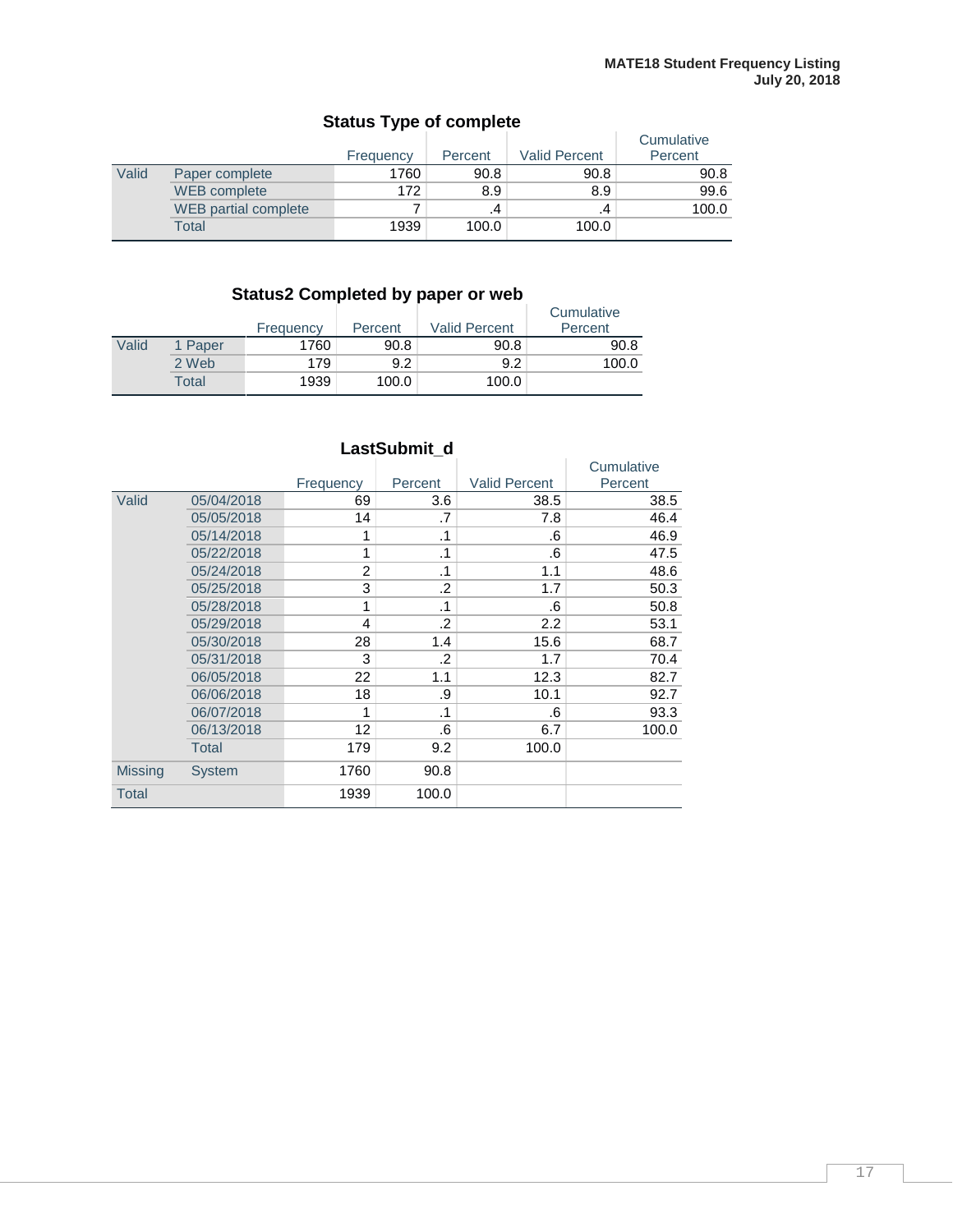### Status Type of complete

| | | Frequency | Percent | Valid Percent | Cumulative Percent |
|---|---|---|---|---|---|
| Valid | Paper complete | 1760 | 90.8 | 90.8 | 90.8 |
| | WEB complete | 172 | 8.9 | 8.9 | 99.6 |
| | WEB partial complete | 7 | .4 | .4 | 100.0 |
| | Total | 1939 | 100.0 | 100.0 | |

### Status2 Completed by paper or web

| | | Frequency | Percent | Valid Percent | Cumulative Percent |
|---|---|---|---|---|---|
| Valid | 1 Paper | 1760 | 90.8 | 90.8 | 90.8 |
| | 2 Web | 179 | 9.2 | 9.2 | 100.0 |
| | Total | 1939 | 100.0 | 100.0 | |

### LastSubmit_d

| | | Frequency | Percent | Valid Percent | Cumulative Percent |
|---|---|---|---|---|---|
| Valid | 05/04/2018 | 69 | 3.6 | 38.5 | 38.5 |
| | 05/05/2018 | 14 | .7 | 7.8 | 46.4 |
| | 05/14/2018 | 1 | .1 | .6 | 46.9 |
| | 05/22/2018 | 1 | .1 | .6 | 47.5 |
| | 05/24/2018 | 2 | .1 | 1.1 | 48.6 |
| | 05/25/2018 | 3 | .2 | 1.7 | 50.3 |
| | 05/28/2018 | 1 | .1 | .6 | 50.8 |
| | 05/29/2018 | 4 | .2 | 2.2 | 53.1 |
| | 05/30/2018 | 28 | 1.4 | 15.6 | 68.7 |
| | 05/31/2018 | 3 | .2 | 1.7 | 70.4 |
| | 06/05/2018 | 22 | 1.1 | 12.3 | 82.7 |
| | 06/06/2018 | 18 | .9 | 10.1 | 92.7 |
| | 06/07/2018 | 1 | .1 | .6 | 93.3 |
| | 06/13/2018 | 12 | .6 | 6.7 | 100.0 |
| | Total | 179 | 9.2 | 100.0 | |
| Missing | System | 1760 | 90.8 | | |
| Total | | 1939 | 100.0 | | |